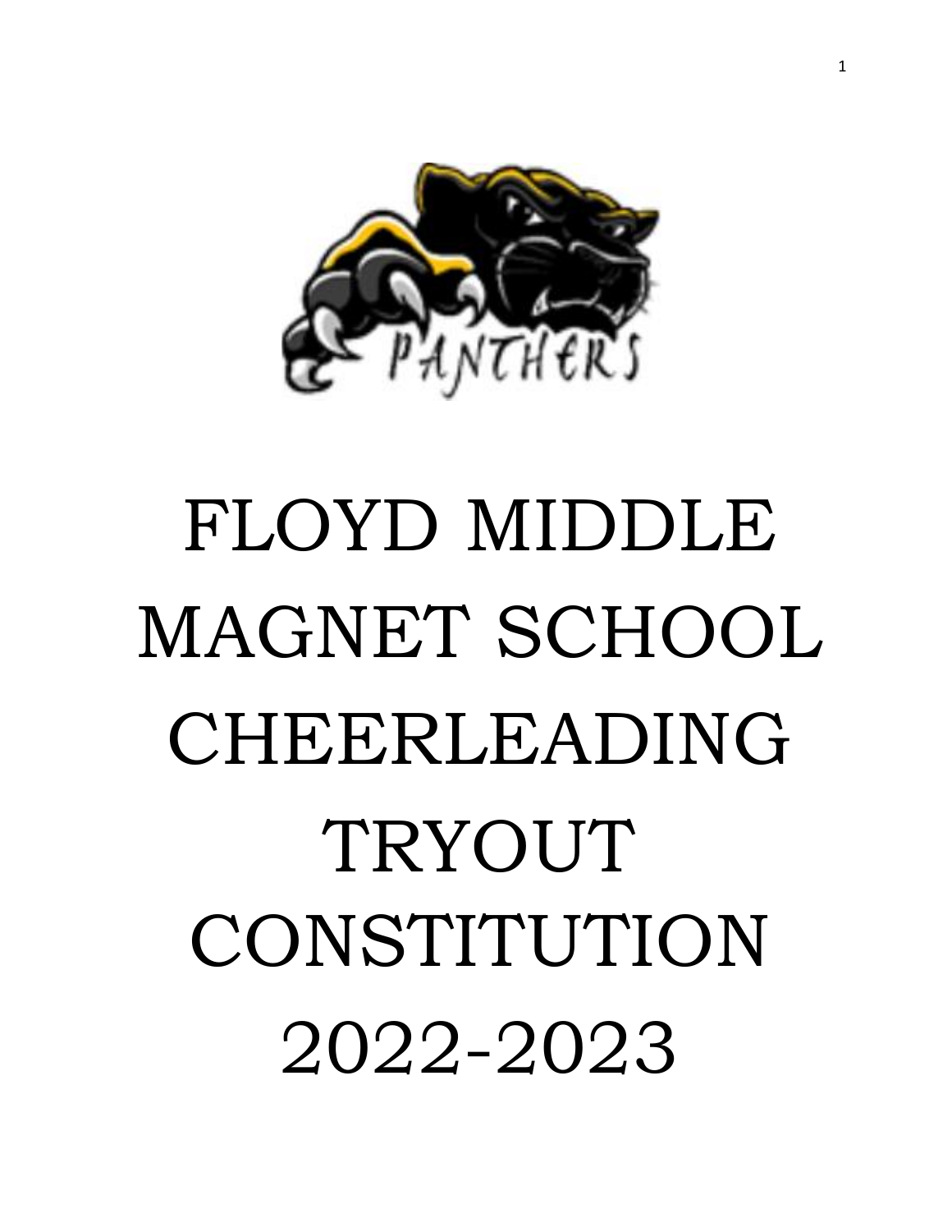# FLOYD MIDDLE MAGNET SCHOOL CHEERLEADING TRYOUT CONSTITUTION 2022-2023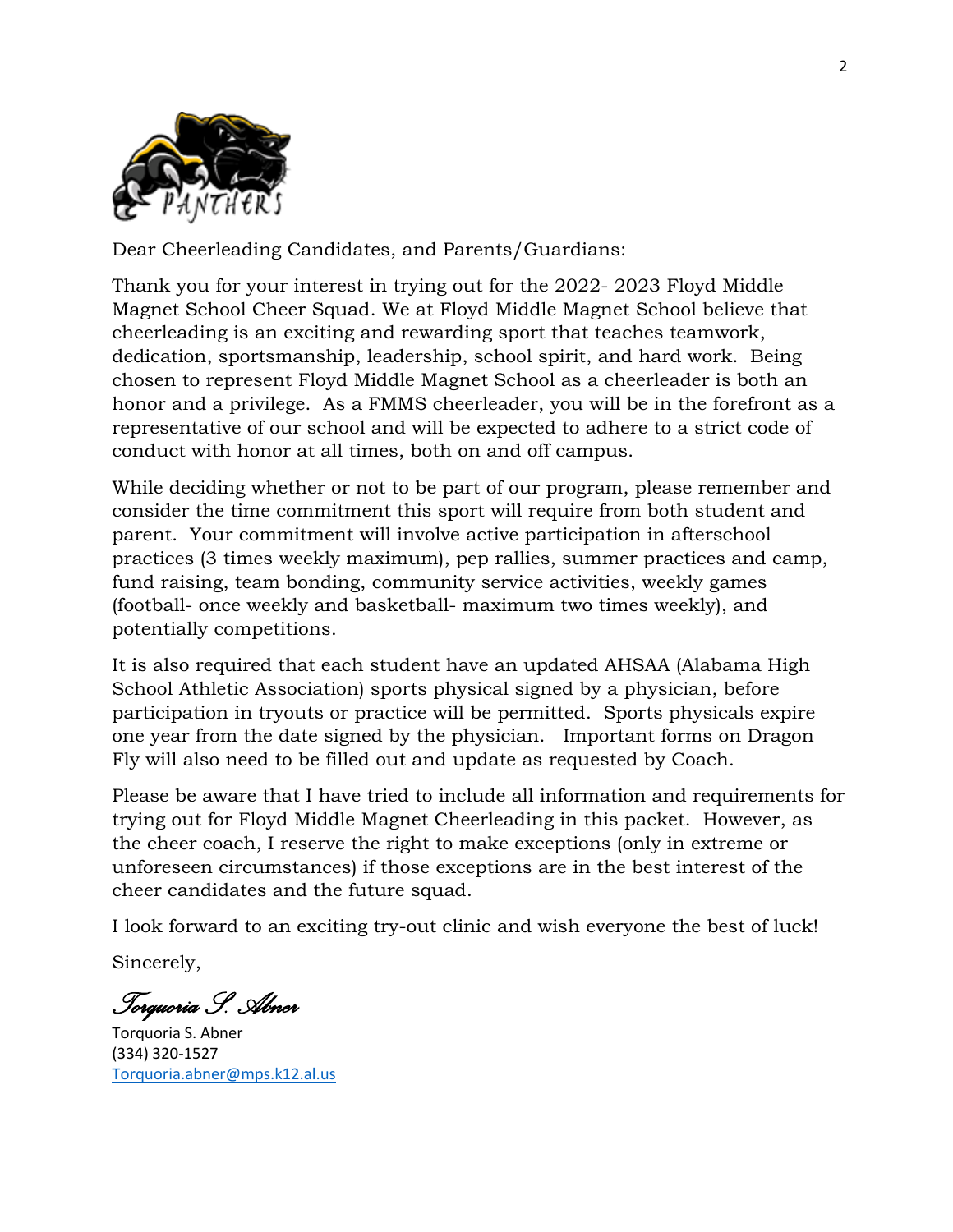Dear Cheerleading Candidates, and Parents/Guardians:

Thank you for your interest in trying out for the 2022- 2023 Floyd Middle Magnet School Cheer Squad. We at Floyd Middle Magnet School believe that cheerleading is an exciting and rewarding sport that teaches teamwork, dedication, sportsmanship, leadership, school spirit, and hard work. Being chosen to represent Floyd Middle Magnet School as a cheerleader is both an honor and a privilege. As a FMMS cheerleader, you will be in the forefront as a representative of our school and will be expected to adhere to a strict code of conduct with honor at all times, both on and off campus.

While deciding whether or not to be part of our program, please remember and consider the time commitment this sport will require from both student and parent. Your commitment will involve active participation in afterschool practices (3 times weekly maximum), pep rallies, summer practices and camp, fund raising, team bonding, community service activities, weekly games (football- once weekly and basketball- maximum two times weekly), and potentially competitions.

It is also required that each student have an updated AHSAA (Alabama High School Athletic Association) sports physical signed by a physician, before participation in tryouts or practice will be permitted. Sports physicals expire one year from the date signed by the physician. Important forms on Dragon Fly will also need to be filled out and update as requested by Coach.

Please be aware that I have tried to include all information and requirements for trying out for Floyd Middle Magnet Cheerleading in this packet. However, as the cheer coach, I reserve the right to make exceptions (only in extreme or unforeseen circumstances) if those exceptions are in the best interest of the cheer candidates and the future squad.

I look forward to an exciting try-out clinic and wish everyone the best of luck!

Sincerely,

*Torquoria S. Abner*

Torquoria S. Abner
(334) 320-1527
Torquoria.abner@mps.k12.al.us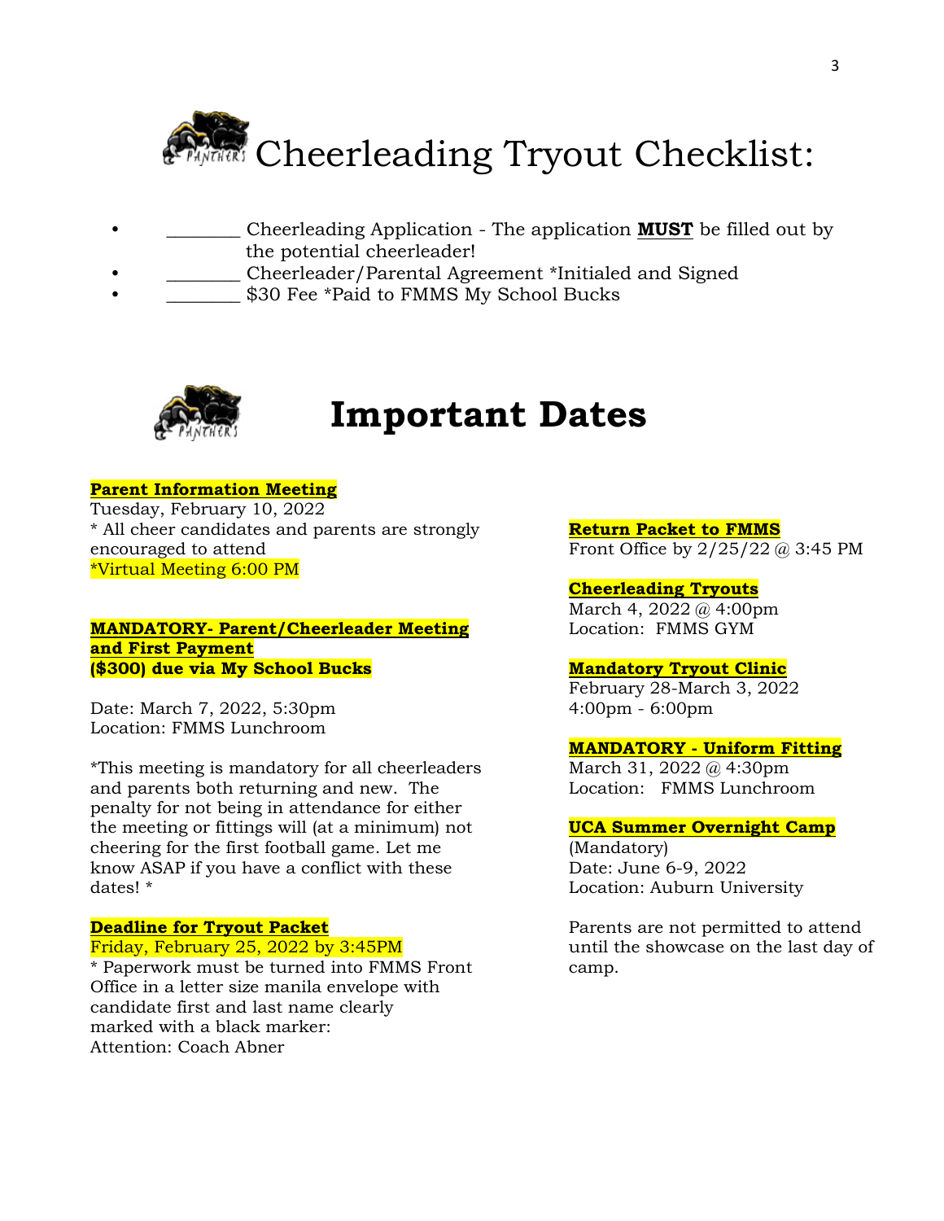# Cheerleading Tryout Checklist:

- ________ Cheerleading Application - The application **MUST** be filled out by the potential cheerleader!
- ________ Cheerleader/Parental Agreement *Initialed and Signed
- ________ $30 Fee *Paid to FMMS My School Bucks

# Important Dates

**Parent Information Meeting**
Tuesday, February 10, 2022
* All cheer candidates and parents are strongly encouraged to attend
*Virtual Meeting 6:00 PM

**MANDATORY- Parent/Cheerleader Meeting and First Payment ($300) due via My School Bucks**

Date: March 7, 2022, 5:30pm
Location: FMMS Lunchroom

*This meeting is mandatory for all cheerleaders and parents both returning and new. The penalty for not being in attendance for either the meeting or fittings will (at a minimum) not cheering for the first football game. Let me know ASAP if you have a conflict with these dates! *

**Deadline for Tryout Packet**
Friday, February 25, 2022 by 3:45PM
* Paperwork must be turned into FMMS Front Office in a letter size manila envelope with candidate first and last name clearly marked with a black marker:
Attention: Coach Abner

**Return Packet to FMMS**
Front Office by 2/25/22 @ 3:45 PM

**Cheerleading Tryouts**
March 4, 2022 @ 4:00pm
Location: FMMS GYM

**Mandatory Tryout Clinic**
February 28-March 3, 2022
4:00pm - 6:00pm

**MANDATORY - Uniform Fitting**
March 31, 2022 @ 4:30pm
Location: FMMS Lunchroom

**UCA Summer Overnight Camp**
(Mandatory)
Date: June 6-9, 2022
Location: Auburn University

Parents are not permitted to attend until the showcase on the last day of camp.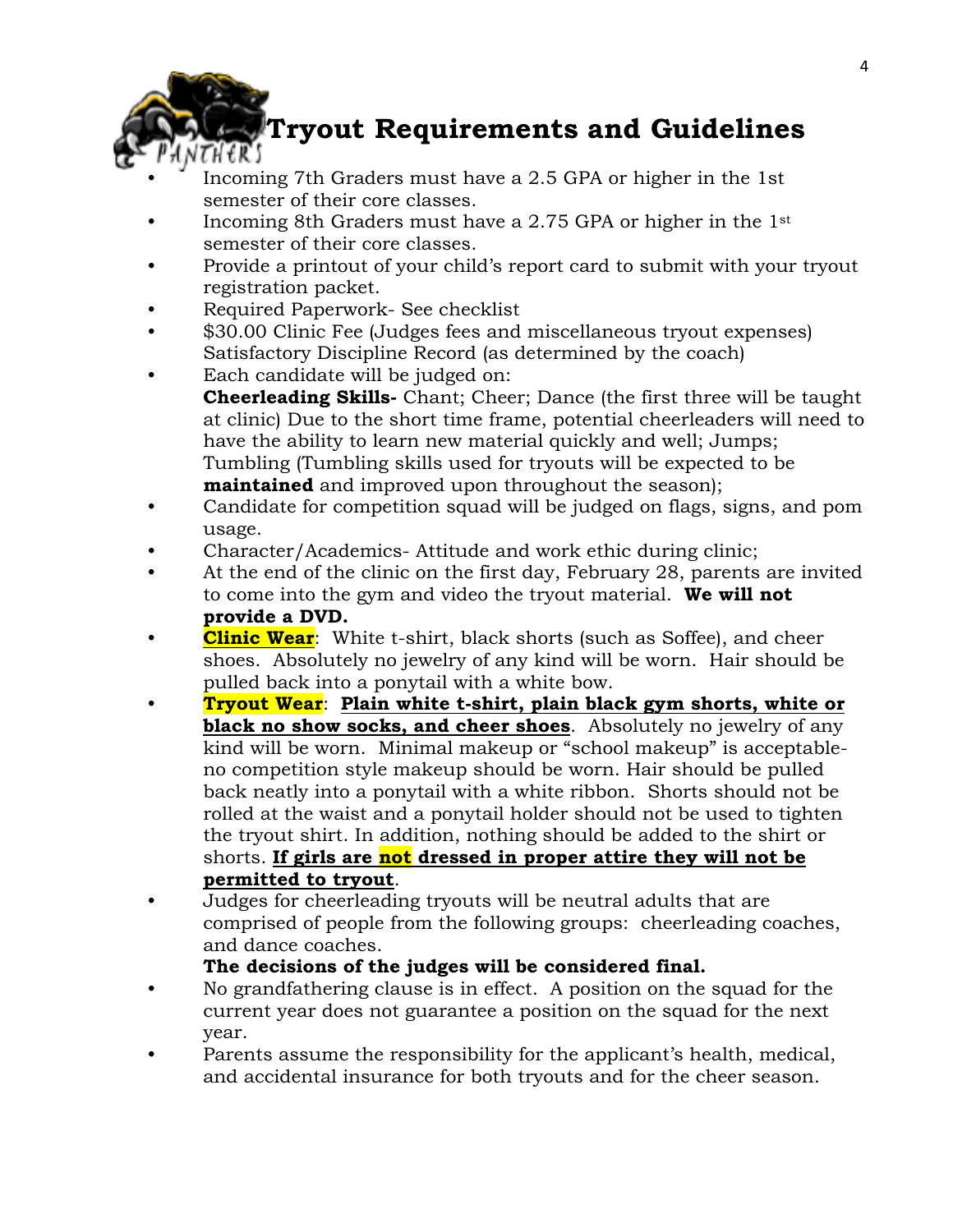# Tryout Requirements and Guidelines

- Incoming 7th Graders must have a 2.5 GPA or higher in the 1st semester of their core classes.
- Incoming 8th Graders must have a 2.75 GPA or higher in the 1st semester of their core classes.
- Provide a printout of your child's report card to submit with your tryout registration packet.
- Required Paperwork- See checklist
- $30.00 Clinic Fee (Judges fees and miscellaneous tryout expenses) Satisfactory Discipline Record (as determined by the coach)
- Each candidate will be judged on:
  **Cheerleading Skills-** Chant; Cheer; Dance (the first three will be taught at clinic) Due to the short time frame, potential cheerleaders will need to have the ability to learn new material quickly and well; Jumps; Tumbling (Tumbling skills used for tryouts will be expected to be **maintained** and improved upon throughout the season);
- Candidate for competition squad will be judged on flags, signs, and pom usage.
- Character/Academics- Attitude and work ethic during clinic;
- At the end of the clinic on the first day, February 28, parents are invited to come into the gym and video the tryout material. **We will not provide a DVD.**
- **Clinic Wear**: White t-shirt, black shorts (such as Soffee), and cheer shoes. Absolutely no jewelry of any kind will be worn. Hair should be pulled back into a ponytail with a white bow.
- **Tryout Wear**: **Plain white t-shirt, plain black gym shorts, white or black no show socks, and cheer shoes**. Absolutely no jewelry of any kind will be worn. Minimal makeup or "school makeup" is acceptable- no competition style makeup should be worn. Hair should be pulled back neatly into a ponytail with a white ribbon. Shorts should not be rolled at the waist and a ponytail holder should not be used to tighten the tryout shirt. In addition, nothing should be added to the shirt or shorts. **If girls are not dressed in proper attire they will not be permitted to tryout**.
- Judges for cheerleading tryouts will be neutral adults that are comprised of people from the following groups: cheerleading coaches, and dance coaches.
  **The decisions of the judges will be considered final.**
- No grandfathering clause is in effect. A position on the squad for the current year does not guarantee a position on the squad for the next year.
- Parents assume the responsibility for the applicant's health, medical, and accidental insurance for both tryouts and for the cheer season.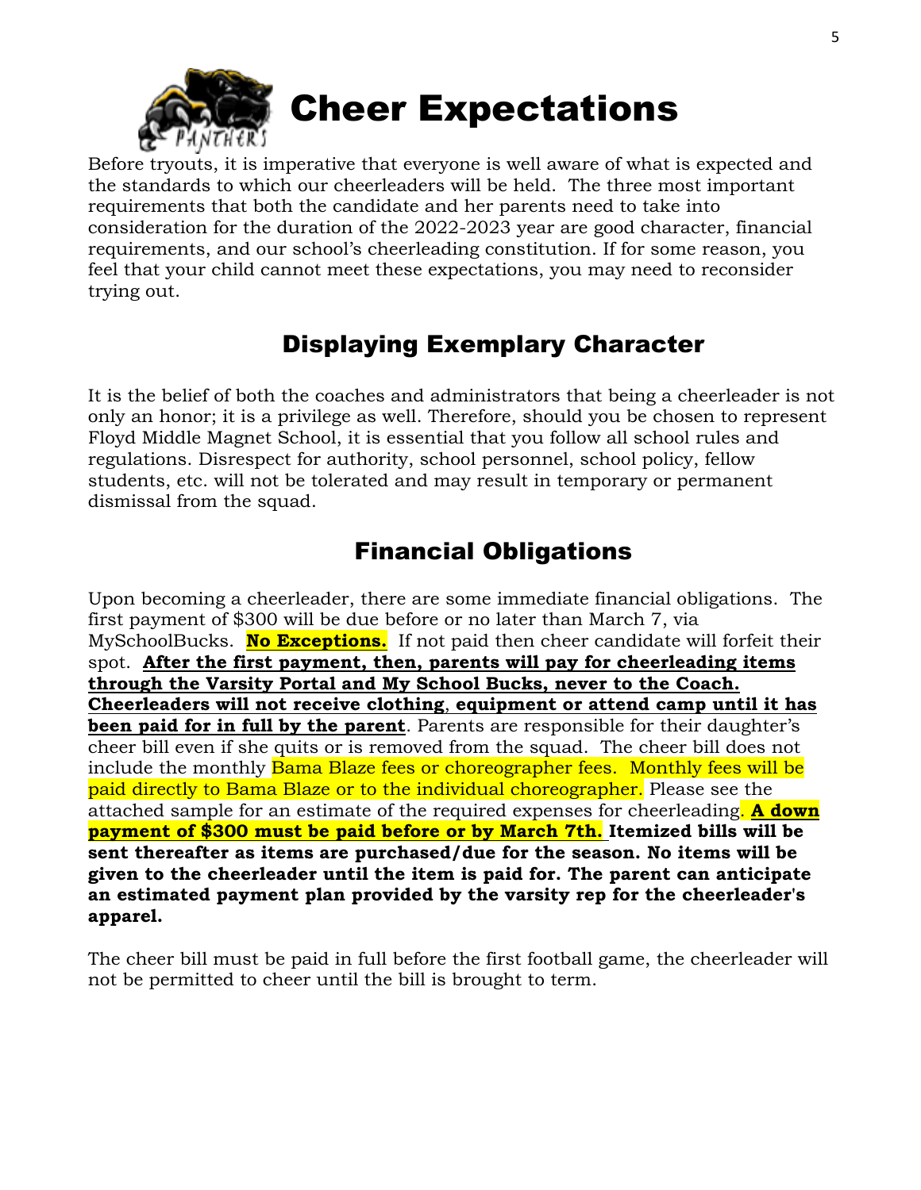# Cheer Expectations

Before tryouts, it is imperative that everyone is well aware of what is expected and the standards to which our cheerleaders will be held. The three most important requirements that both the candidate and her parents need to take into consideration for the duration of the 2022-2023 year are good character, financial requirements, and our school's cheerleading constitution. If for some reason, you feel that your child cannot meet these expectations, you may need to reconsider trying out.

## Displaying Exemplary Character

It is the belief of both the coaches and administrators that being a cheerleader is not only an honor; it is a privilege as well. Therefore, should you be chosen to represent Floyd Middle Magnet School, it is essential that you follow all school rules and regulations. Disrespect for authority, school personnel, school policy, fellow students, etc. will not be tolerated and may result in temporary or permanent dismissal from the squad.

## Financial Obligations

Upon becoming a cheerleader, there are some immediate financial obligations. The first payment of $300 will be due before or no later than March 7, via MySchoolBucks. **No Exceptions.** If not paid then cheer candidate will forfeit their spot. **After the first payment, then, parents will pay for cheerleading items through the Varsity Portal and My School Bucks, never to the Coach. Cheerleaders will not receive clothing, equipment or attend camp until it has been paid for in full by the parent**. Parents are responsible for their daughter's cheer bill even if she quits or is removed from the squad. The cheer bill does not include the monthly Bama Blaze fees or choreographer fees. Monthly fees will be paid directly to Bama Blaze or to the individual choreographer. Please see the attached sample for an estimate of the required expenses for cheerleading. **A down payment of $300 must be paid before or by March 7th. Itemized bills will be sent thereafter as items are purchased/due for the season. No items will be given to the cheerleader until the item is paid for. The parent can anticipate an estimated payment plan provided by the varsity rep for the cheerleader's apparel.**

The cheer bill must be paid in full before the first football game, the cheerleader will not be permitted to cheer until the bill is brought to term.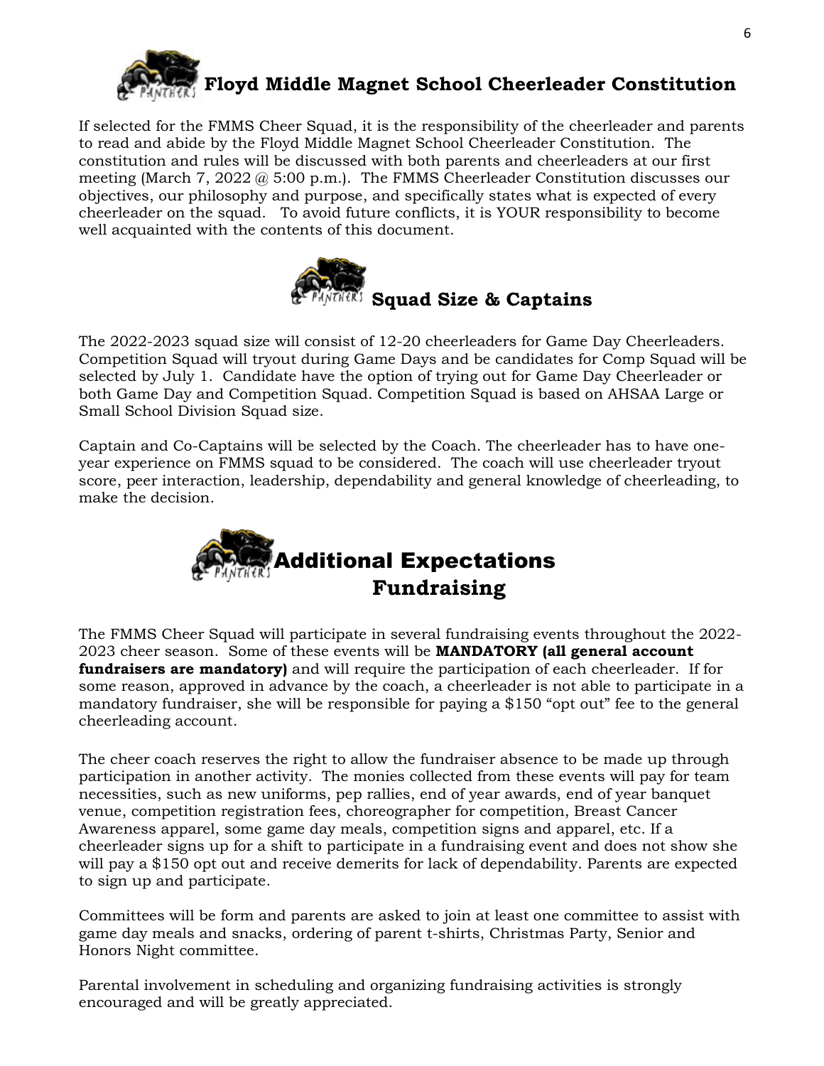# Floyd Middle Magnet School Cheerleader Constitution

If selected for the FMMS Cheer Squad, it is the responsibility of the cheerleader and parents to read and abide by the Floyd Middle Magnet School Cheerleader Constitution. The constitution and rules will be discussed with both parents and cheerleaders at our first meeting (March 7, 2022 @ 5:00 p.m.). The FMMS Cheerleader Constitution discusses our objectives, our philosophy and purpose, and specifically states what is expected of every cheerleader on the squad. To avoid future conflicts, it is YOUR responsibility to become well acquainted with the contents of this document.

## Squad Size & Captains

The 2022-2023 squad size will consist of 12-20 cheerleaders for Game Day Cheerleaders. Competition Squad will tryout during Game Days and be candidates for Comp Squad will be selected by July 1. Candidate have the option of trying out for Game Day Cheerleader or both Game Day and Competition Squad. Competition Squad is based on AHSAA Large or Small School Division Squad size.

Captain and Co-Captains will be selected by the Coach. The cheerleader has to have one-year experience on FMMS squad to be considered. The coach will use cheerleader tryout score, peer interaction, leadership, dependability and general knowledge of cheerleading, to make the decision.

## Additional Expectations

### Fundraising

The FMMS Cheer Squad will participate in several fundraising events throughout the 2022-2023 cheer season. Some of these events will be **MANDATORY (all general account fundraisers are mandatory)** and will require the participation of each cheerleader. If for some reason, approved in advance by the coach, a cheerleader is not able to participate in a mandatory fundraiser, she will be responsible for paying a $150 "opt out" fee to the general cheerleading account.

The cheer coach reserves the right to allow the fundraiser absence to be made up through participation in another activity. The monies collected from these events will pay for team necessities, such as new uniforms, pep rallies, end of year awards, end of year banquet venue, competition registration fees, choreographer for competition, Breast Cancer Awareness apparel, some game day meals, competition signs and apparel, etc. If a cheerleader signs up for a shift to participate in a fundraising event and does not show she will pay a $150 opt out and receive demerits for lack of dependability. Parents are expected to sign up and participate.

Committees will be form and parents are asked to join at least one committee to assist with game day meals and snacks, ordering of parent t-shirts, Christmas Party, Senior and Honors Night committee.

Parental involvement in scheduling and organizing fundraising activities is strongly encouraged and will be greatly appreciated.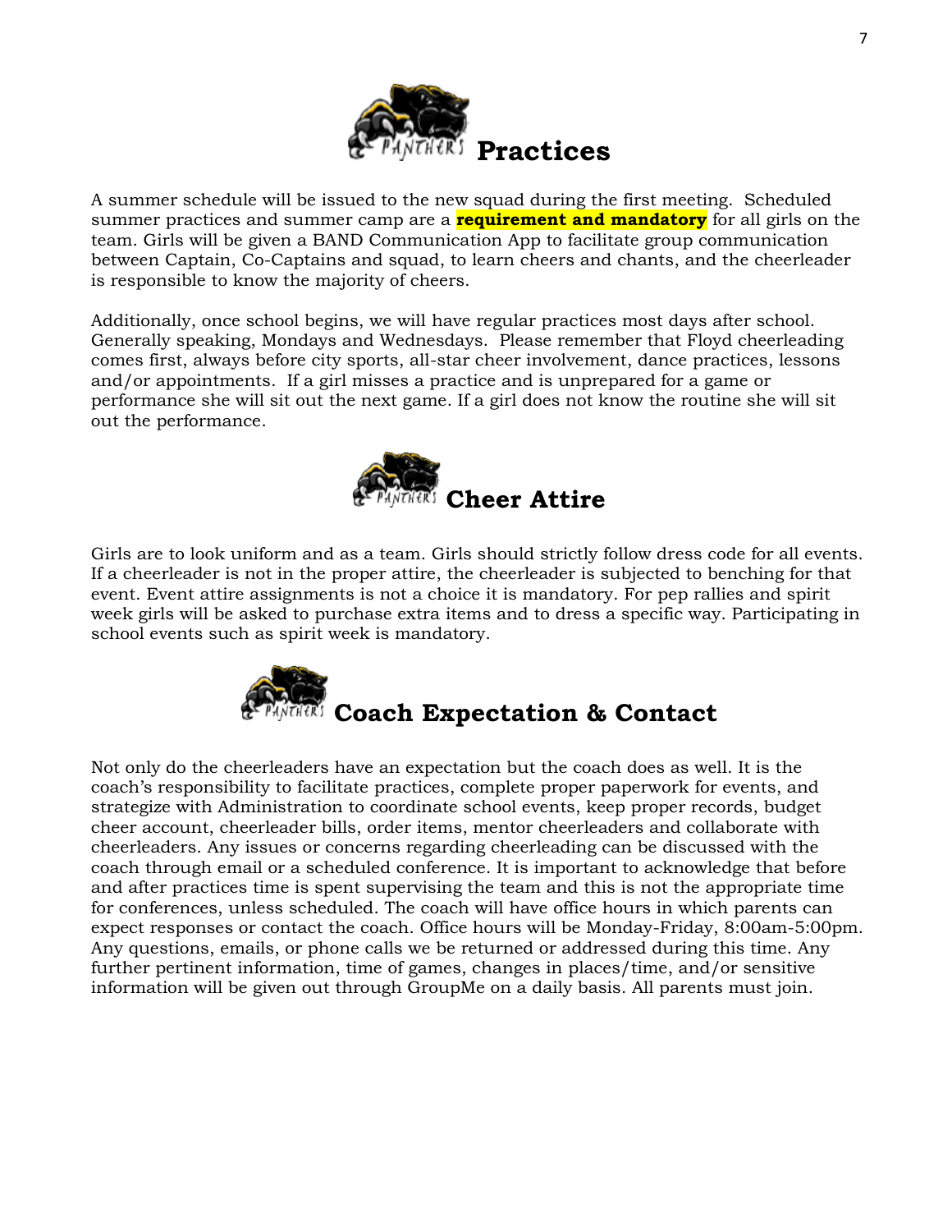# Practices

A summer schedule will be issued to the new squad during the first meeting. Scheduled summer practices and summer camp are a **requirement and mandatory** for all girls on the team. Girls will be given a BAND Communication App to facilitate group communication between Captain, Co-Captains and squad, to learn cheers and chants, and the cheerleader is responsible to know the majority of cheers.

Additionally, once school begins, we will have regular practices most days after school. Generally speaking, Mondays and Wednesdays. Please remember that Floyd cheerleading comes first, always before city sports, all-star cheer involvement, dance practices, lessons and/or appointments. If a girl misses a practice and is unprepared for a game or performance she will sit out the next game. If a girl does not know the routine she will sit out the performance.

# Cheer Attire

Girls are to look uniform and as a team. Girls should strictly follow dress code for all events. If a cheerleader is not in the proper attire, the cheerleader is subjected to benching for that event. Event attire assignments is not a choice it is mandatory. For pep rallies and spirit week girls will be asked to purchase extra items and to dress a specific way. Participating in school events such as spirit week is mandatory.

# Coach Expectation & Contact

Not only do the cheerleaders have an expectation but the coach does as well. It is the coach's responsibility to facilitate practices, complete proper paperwork for events, and strategize with Administration to coordinate school events, keep proper records, budget cheer account, cheerleader bills, order items, mentor cheerleaders and collaborate with cheerleaders. Any issues or concerns regarding cheerleading can be discussed with the coach through email or a scheduled conference. It is important to acknowledge that before and after practices time is spent supervising the team and this is not the appropriate time for conferences, unless scheduled. The coach will have office hours in which parents can expect responses or contact the coach. Office hours will be Monday-Friday, 8:00am-5:00pm. Any questions, emails, or phone calls we be returned or addressed during this time. Any further pertinent information, time of games, changes in places/time, and/or sensitive information will be given out through GroupMe on a daily basis. All parents must join.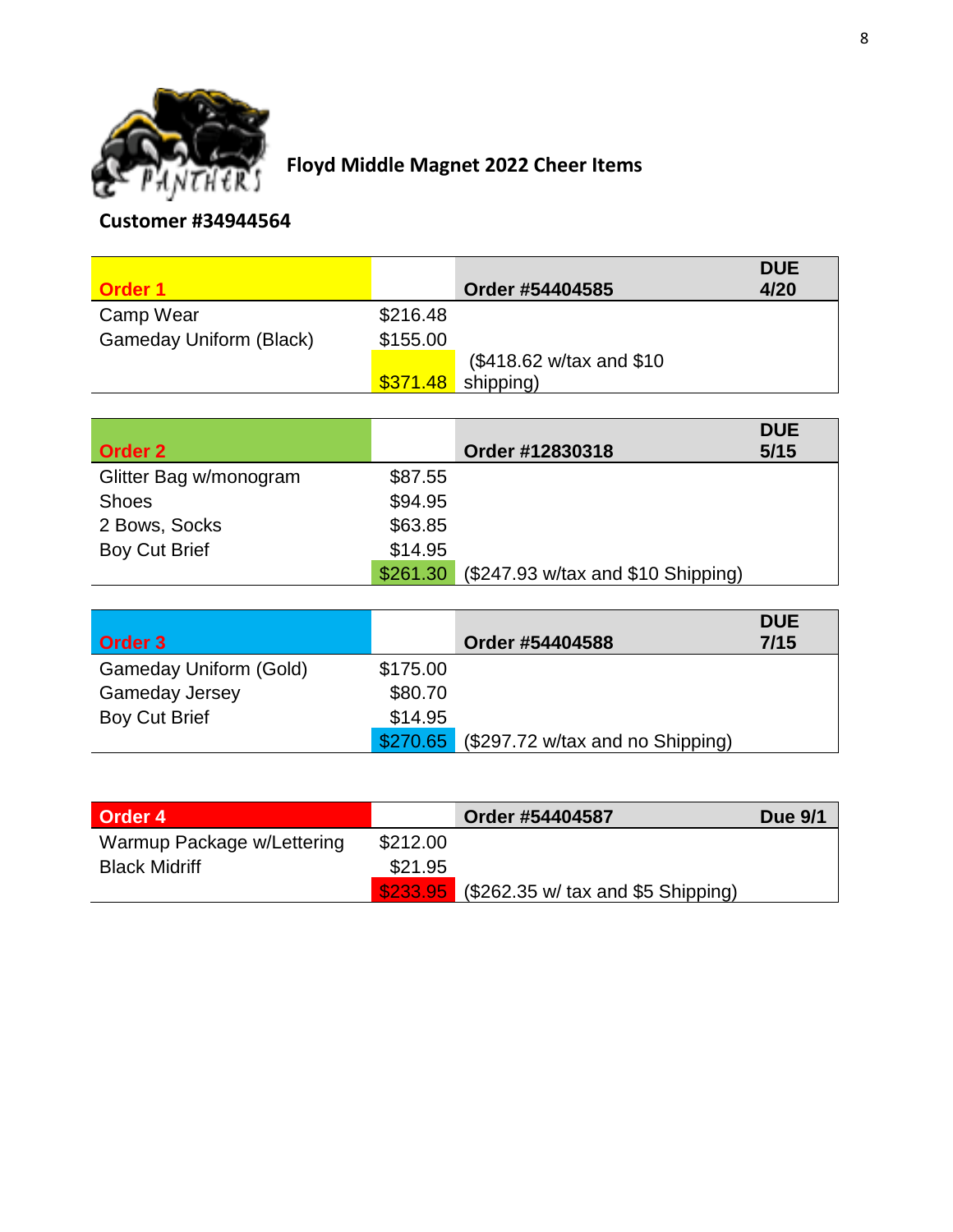## Floyd Middle Magnet 2022 Cheer Items

**Customer #34944564**

| Order 1 | | Order #54404585 | DUE 4/20 |
|---|---|---|---|
| Camp Wear | $216.48 | | |
| Gameday Uniform (Black) | $155.00 | | |
| | $371.48 | ($418.62 w/tax and $10 shipping) | |

| Order 2 | | Order #12830318 | DUE 5/15 |
|---|---|---|---|
| Glitter Bag w/monogram | $87.55 | | |
| Shoes | $94.95 | | |
| 2 Bows, Socks | $63.85 | | |
| Boy Cut Brief | $14.95 | | |
| | $261.30 | ($247.93 w/tax and $10 Shipping) | |

| Order 3 | | Order #54404588 | DUE 7/15 |
|---|---|---|---|
| Gameday Uniform (Gold) | $175.00 | | |
| Gameday Jersey | $80.70 | | |
| Boy Cut Brief | $14.95 | | |
| | $270.65 | ($297.72 w/tax and no Shipping) | |

| Order 4 | | Order #54404587 | Due 9/1 |
|---|---|---|---|
| Warmup Package w/Lettering | $212.00 | | |
| Black Midriff | $21.95 | | |
| | $233.95 | ($262.35 w/ tax and $5 Shipping) | |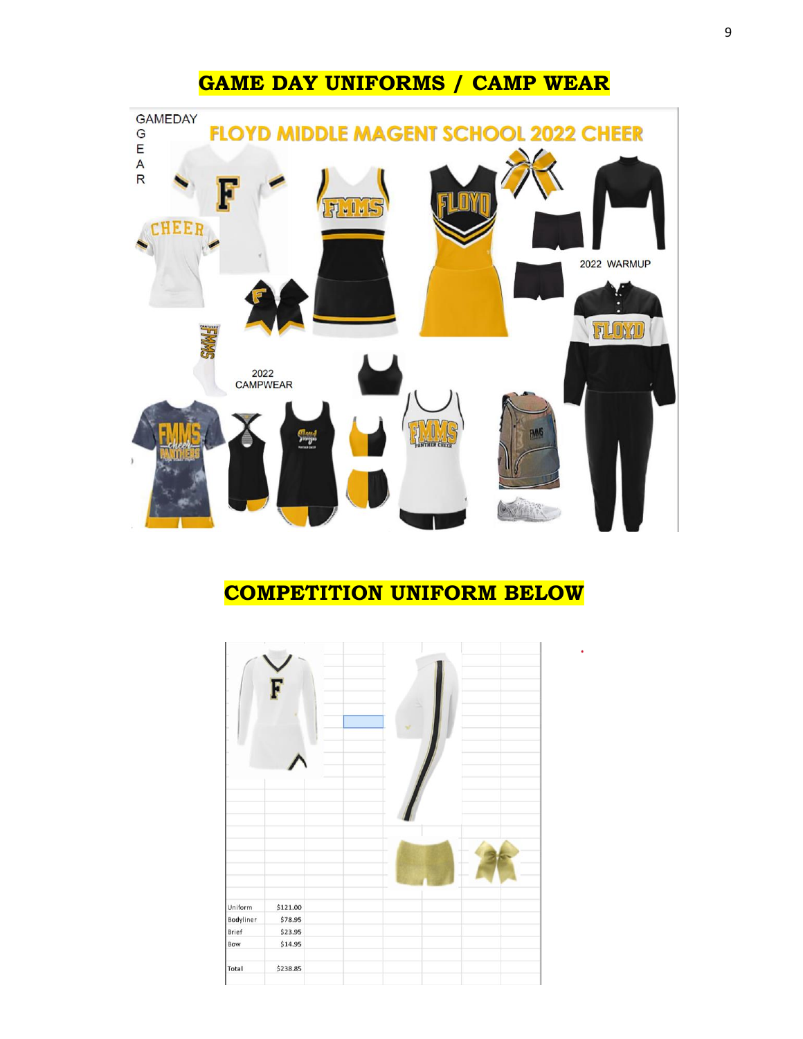## GAME DAY UNIFORMS / CAMP WEAR

GAMEDAY GEAR

FLOYD MIDDLE MAGENT SCHOOL 2022 CHEER

2022 WARMUP

2022 CAMPWEAR

## COMPETITION UNIFORM BELOW

| Item | Price |
|---|---|
| Uniform | $121.00 |
| Bodyliner | $78.95 |
| Brief | $23.95 |
| Bow | $14.95 |
| Total | $238.85 |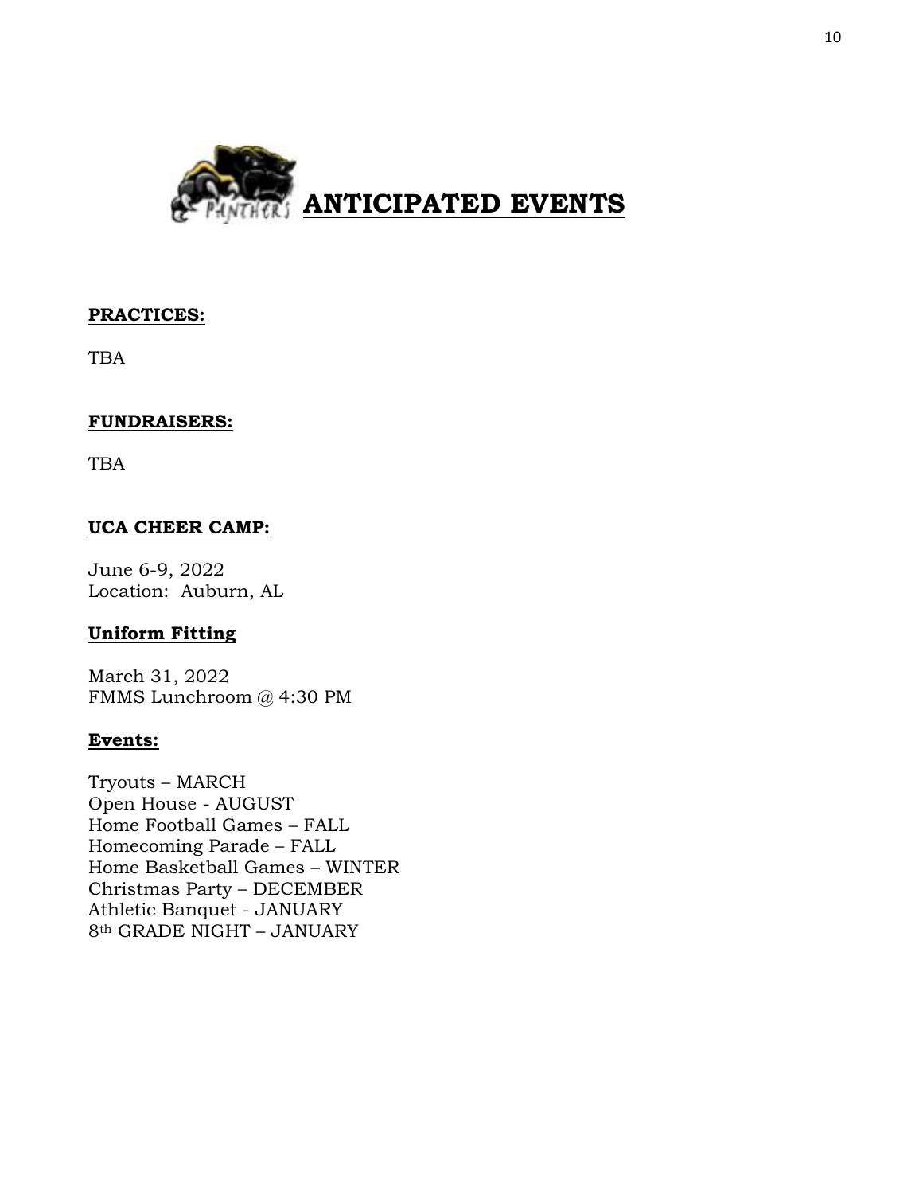# ANTICIPATED EVENTS

**PRACTICES:**

TBA

**FUNDRAISERS:**

TBA

**UCA CHEER CAMP:**

June 6-9, 2022
Location: Auburn, AL

**Uniform Fitting**

March 31, 2022
FMMS Lunchroom @ 4:30 PM

**Events:**

Tryouts – MARCH
Open House - AUGUST
Home Football Games – FALL
Homecoming Parade – FALL
Home Basketball Games – WINTER
Christmas Party – DECEMBER
Athletic Banquet - JANUARY
8th GRADE NIGHT – JANUARY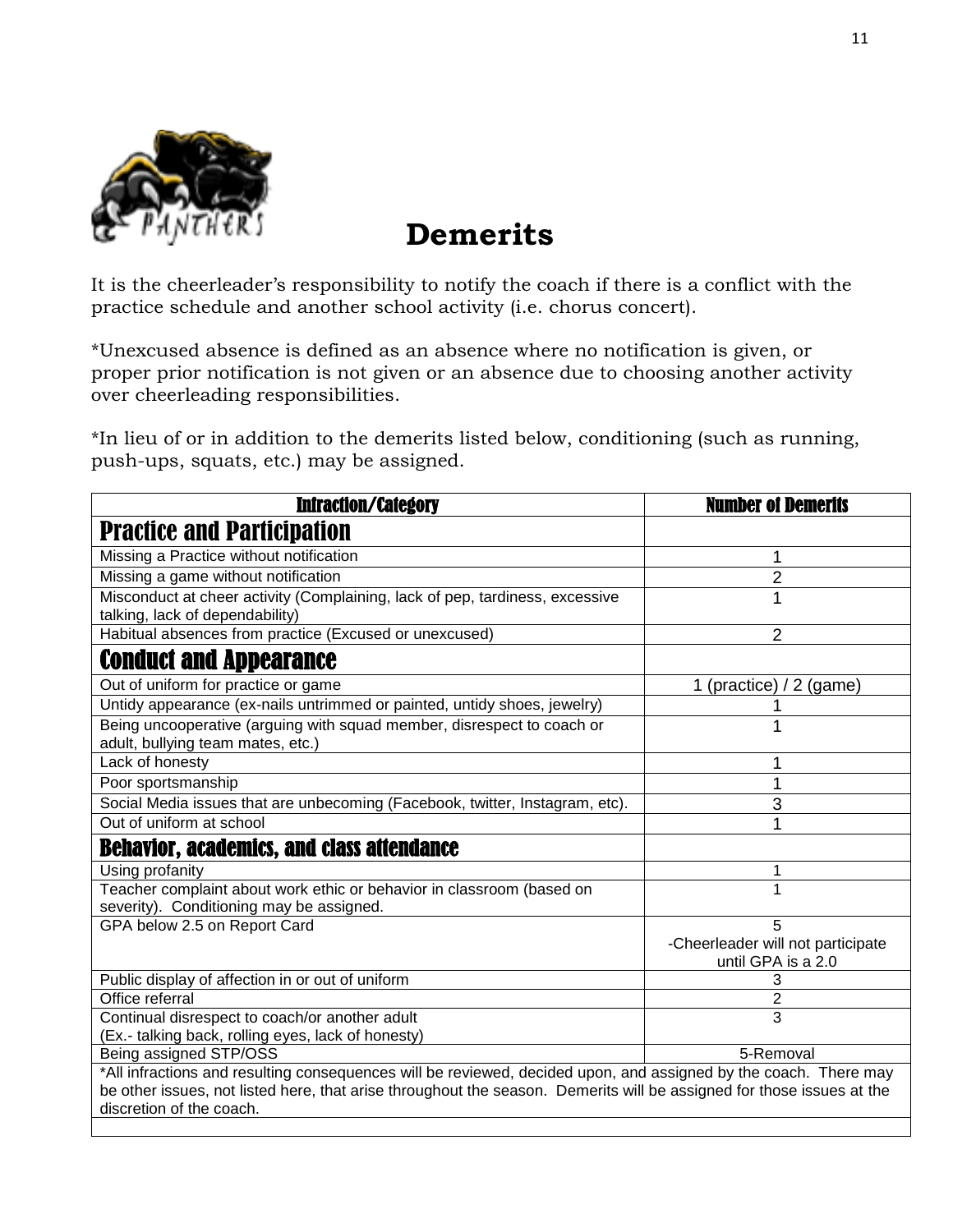# Demerits

It is the cheerleader's responsibility to notify the coach if there is a conflict with the practice schedule and another school activity (i.e. chorus concert).

*Unexcused absence is defined as an absence where no notification is given, or proper prior notification is not given or an absence due to choosing another activity over cheerleading responsibilities.

*In lieu of or in addition to the demerits listed below, conditioning (such as running, push-ups, squats, etc.) may be assigned.

| Infraction/Category | Number of Demerits |
|---|---|
| **Practice and Participation** | |
| Missing a Practice without notification | 1 |
| Missing a game without notification | 2 |
| Misconduct at cheer activity (Complaining, lack of pep, tardiness, excessive talking, lack of dependability) | 1 |
| Habitual absences from practice (Excused or unexcused) | 2 |
| **Conduct and Appearance** | |
| Out of uniform for practice or game | 1 (practice) / 2 (game) |
| Untidy appearance (ex-nails untrimmed or painted, untidy shoes, jewelry) | 1 |
| Being uncooperative (arguing with squad member, disrespect to coach or adult, bullying team mates, etc.) | 1 |
| Lack of honesty | 1 |
| Poor sportsmanship | 1 |
| Social Media issues that are unbecoming (Facebook, twitter, Instagram, etc). | 3 |
| Out of uniform at school | 1 |
| **Behavior, academics, and class attendance** | |
| Using profanity | 1 |
| Teacher complaint about work ethic or behavior in classroom (based on severity). Conditioning may be assigned. | 1 |
| GPA below 2.5 on Report Card | 5 -Cheerleader will not participate until GPA is a 2.0 |
| Public display of affection in or out of uniform | 3 |
| Office referral | 2 |
| Continual disrespect to coach/or another adult (Ex.- talking back, rolling eyes, lack of honesty) | 3 |
| Being assigned STP/OSS | 5-Removal |
| *All infractions and resulting consequences will be reviewed, decided upon, and assigned by the coach. There may be other issues, not listed here, that arise throughout the season. Demerits will be assigned for those issues at the discretion of the coach. | |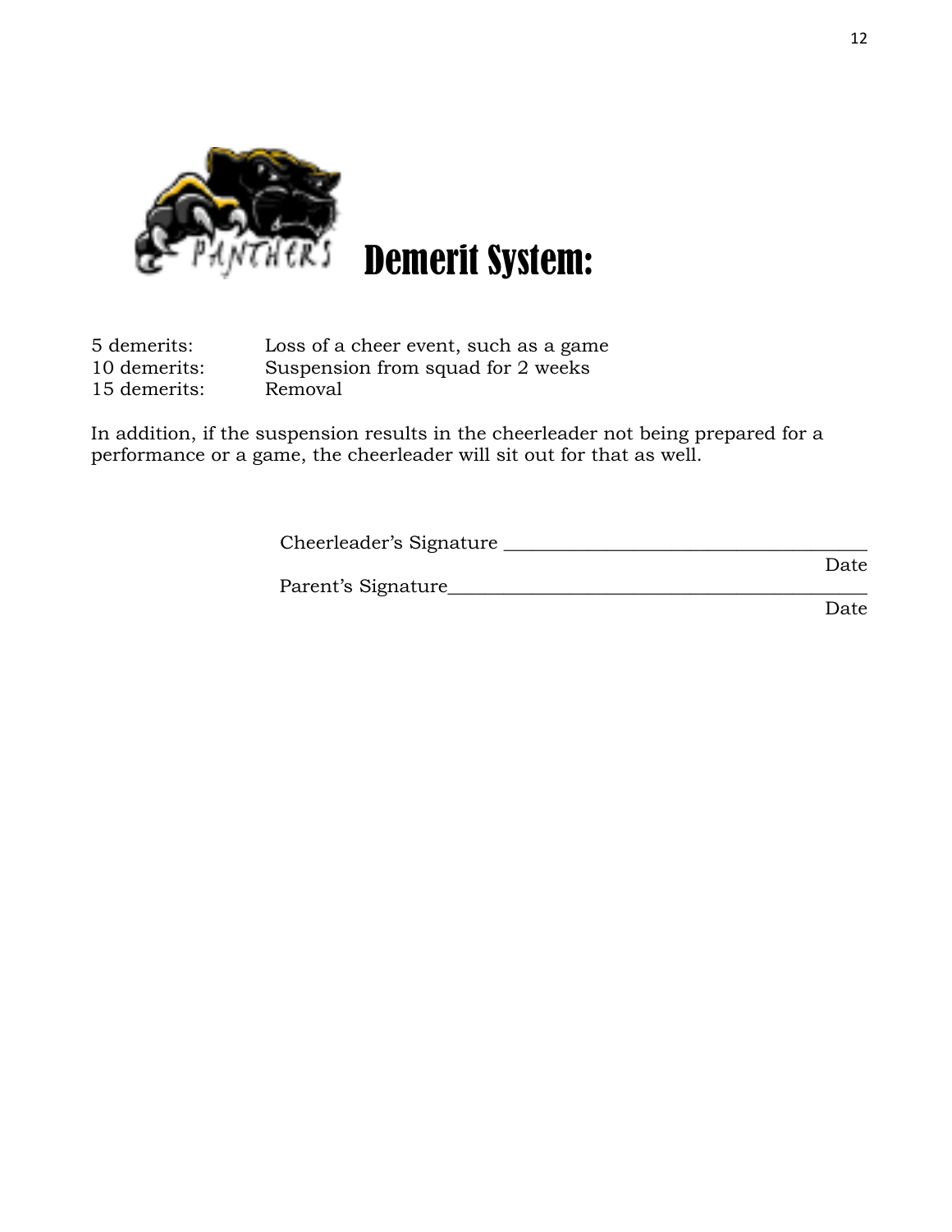# Demerit System:

| | |
|---|---|
| 5 demerits: | Loss of a cheer event, such as a game |
| 10 demerits: | Suspension from squad for 2 weeks |
| 15 demerits: | Removal |

In addition, if the suspension results in the cheerleader not being prepared for a performance or a game, the cheerleader will sit out for that as well.

Cheerleader's Signature ______________________________________
Date

Parent's Signature___________________________________________
Date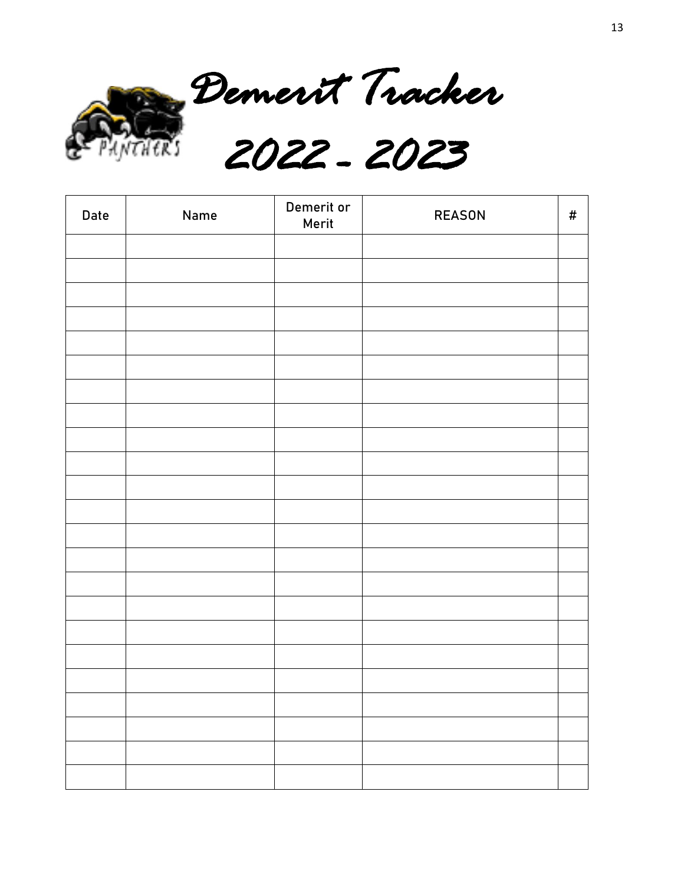# Demerit Tracker

# 2022 - 2023

| Date | Name | Demerit or Merit | REASON | # |
|---|---|---|---|---|
| | | | | |
| | | | | |
| | | | | |
| | | | | |
| | | | | |
| | | | | |
| | | | | |
| | | | | |
| | | | | |
| | | | | |
| | | | | |
| | | | | |
| | | | | |
| | | | | |
| | | | | |
| | | | | |
| | | | | |
| | | | | |
| | | | | |
| | | | | |
| | | | | |
| | | | | |
| | | | | |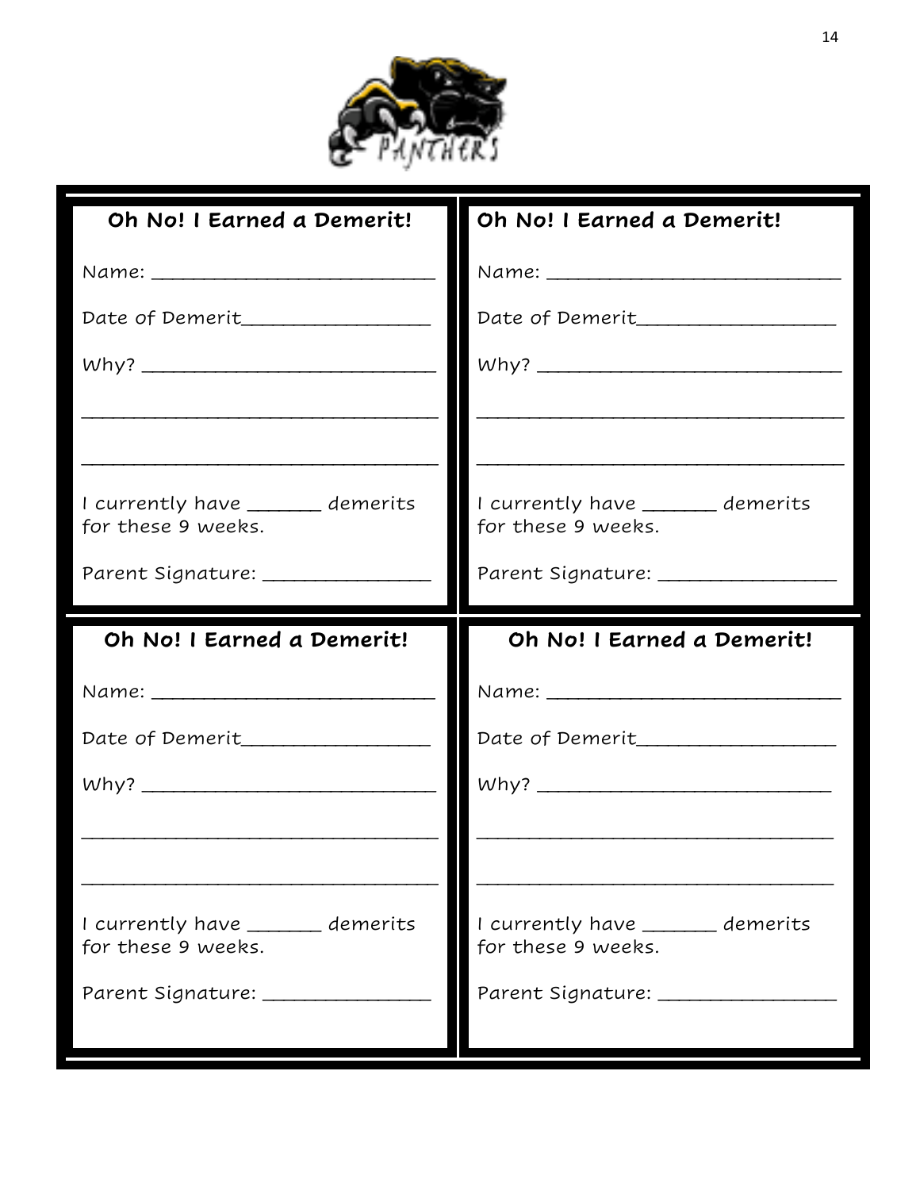PANTHERS

**Oh No! I Earned a Demerit!**

Name: ___________________________

Date of Demerit__________________

Why? ____________________________

_________________________________

_________________________________

I currently have _______ demerits for these 9 weeks.

Parent Signature: ________________

**Oh No! I Earned a Demerit!**

Name: ___________________________

Date of Demerit__________________

Why? ____________________________

_________________________________

_________________________________

I currently have _______ demerits for these 9 weeks.

Parent Signature: ________________

**Oh No! I Earned a Demerit!**

Name: ___________________________

Date of Demerit__________________

Why? ____________________________

_________________________________

_________________________________

I currently have _______ demerits for these 9 weeks.

Parent Signature: ________________

**Oh No! I Earned a Demerit!**

Name: ___________________________

Date of Demerit__________________

Why? ____________________________

_________________________________

_________________________________

I currently have _______ demerits for these 9 weeks.

Parent Signature: ________________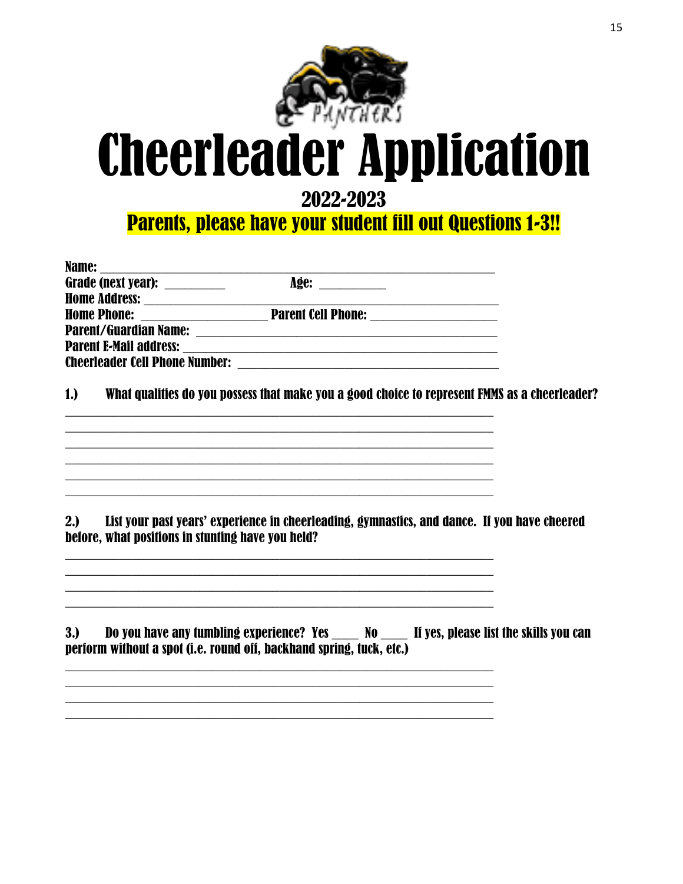# Cheerleader Application

## 2022-2023

**Parents, please have your student fill out Questions 1-3!!**

Name: ______________________________________________________

Grade (next year): _________ Age: __________

Home Address: ____________________________________________________

Home Phone: ___________________ Parent Cell Phone: ___________________

Parent/Guardian Name: ______________________________________________

Parent E-Mail address: ______________________________________________

Cheerleader Cell Phone Number: _______________________________________

**1.) What qualities do you possess that make you a good choice to represent FMMS as a cheerleader?**

_____________________________________________________________________

_____________________________________________________________________

_____________________________________________________________________

_____________________________________________________________________

_____________________________________________________________________

_____________________________________________________________________

**2.) List your past years' experience in cheerleading, gymnastics, and dance. If you have cheered before, what positions in stunting have you held?**

_____________________________________________________________________

_____________________________________________________________________

_____________________________________________________________________

_____________________________________________________________________

**3.) Do you have any tumbling experience? Yes ____ No ____ If yes, please list the skills you can perform without a spot (i.e. round off, backhand spring, tuck, etc.)**

_____________________________________________________________________

_____________________________________________________________________

_____________________________________________________________________

_____________________________________________________________________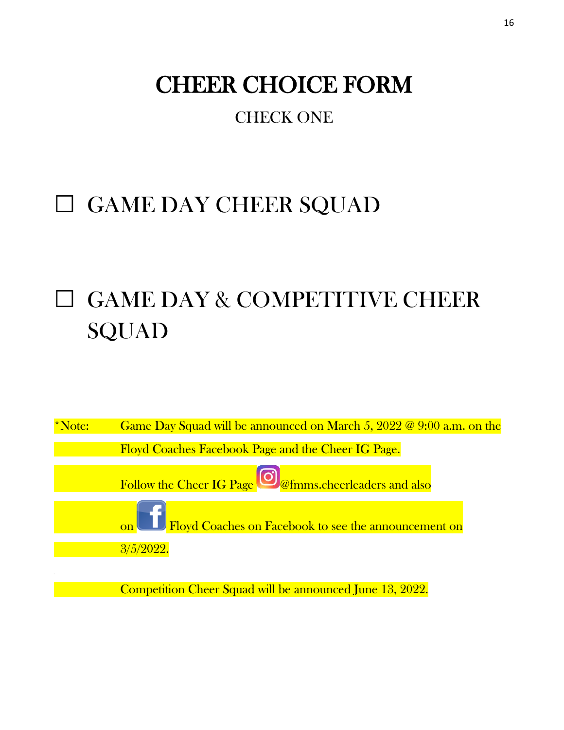# CHEER CHOICE FORM

CHECK ONE

☐ GAME DAY CHEER SQUAD

☐ GAME DAY & COMPETITIVE CHEER SQUAD

*Note: Game Day Squad will be announced on March 5, 2022 @ 9:00 a.m. on the Floyd Coaches Facebook Page and the Cheer IG Page.

Follow the Cheer IG Page @fmms.cheerleaders and also on Floyd Coaches on Facebook to see the announcement on 3/5/2022.

Competition Cheer Squad will be announced June 13, 2022.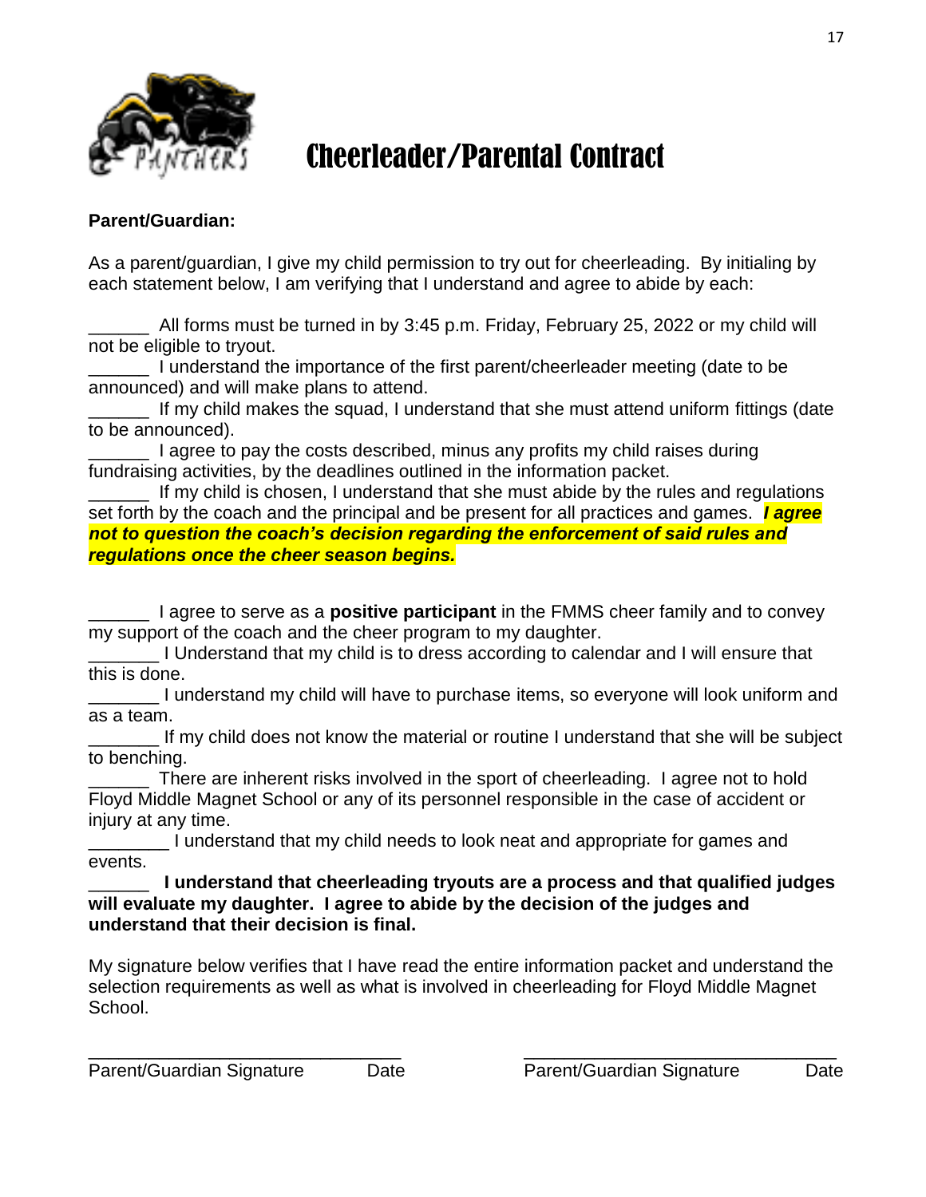# Cheerleader/Parental Contract

**Parent/Guardian:**

As a parent/guardian, I give my child permission to try out for cheerleading. By initialing by each statement below, I am verifying that I understand and agree to abide by each:

______ All forms must be turned in by 3:45 p.m. Friday, February 25, 2022 or my child will not be eligible to tryout.

______ I understand the importance of the first parent/cheerleader meeting (date to be announced) and will make plans to attend.

______ If my child makes the squad, I understand that she must attend uniform fittings (date to be announced).

______ I agree to pay the costs described, minus any profits my child raises during fundraising activities, by the deadlines outlined in the information packet.

______ If my child is chosen, I understand that she must abide by the rules and regulations set forth by the coach and the principal and be present for all practices and games. ***I agree not to question the coach's decision regarding the enforcement of said rules and regulations once the cheer season begins.***

______ I agree to serve as a **positive participant** in the FMMS cheer family and to convey my support of the coach and the cheer program to my daughter.

_______ I Understand that my child is to dress according to calendar and I will ensure that this is done.

_______ I understand my child will have to purchase items, so everyone will look uniform and as a team.

_______ If my child does not know the material or routine I understand that she will be subject to benching.

______ There are inherent risks involved in the sport of cheerleading. I agree not to hold Floyd Middle Magnet School or any of its personnel responsible in the case of accident or injury at any time.

________ I understand that my child needs to look neat and appropriate for games and events.

______ **I understand that cheerleading tryouts are a process and that qualified judges will evaluate my daughter. I agree to abide by the decision of the judges and understand that their decision is final.**

My signature below verifies that I have read the entire information packet and understand the selection requirements as well as what is involved in cheerleading for Floyd Middle Magnet School.

_______________________________ _______________________________

Parent/Guardian Signature Date Parent/Guardian Signature Date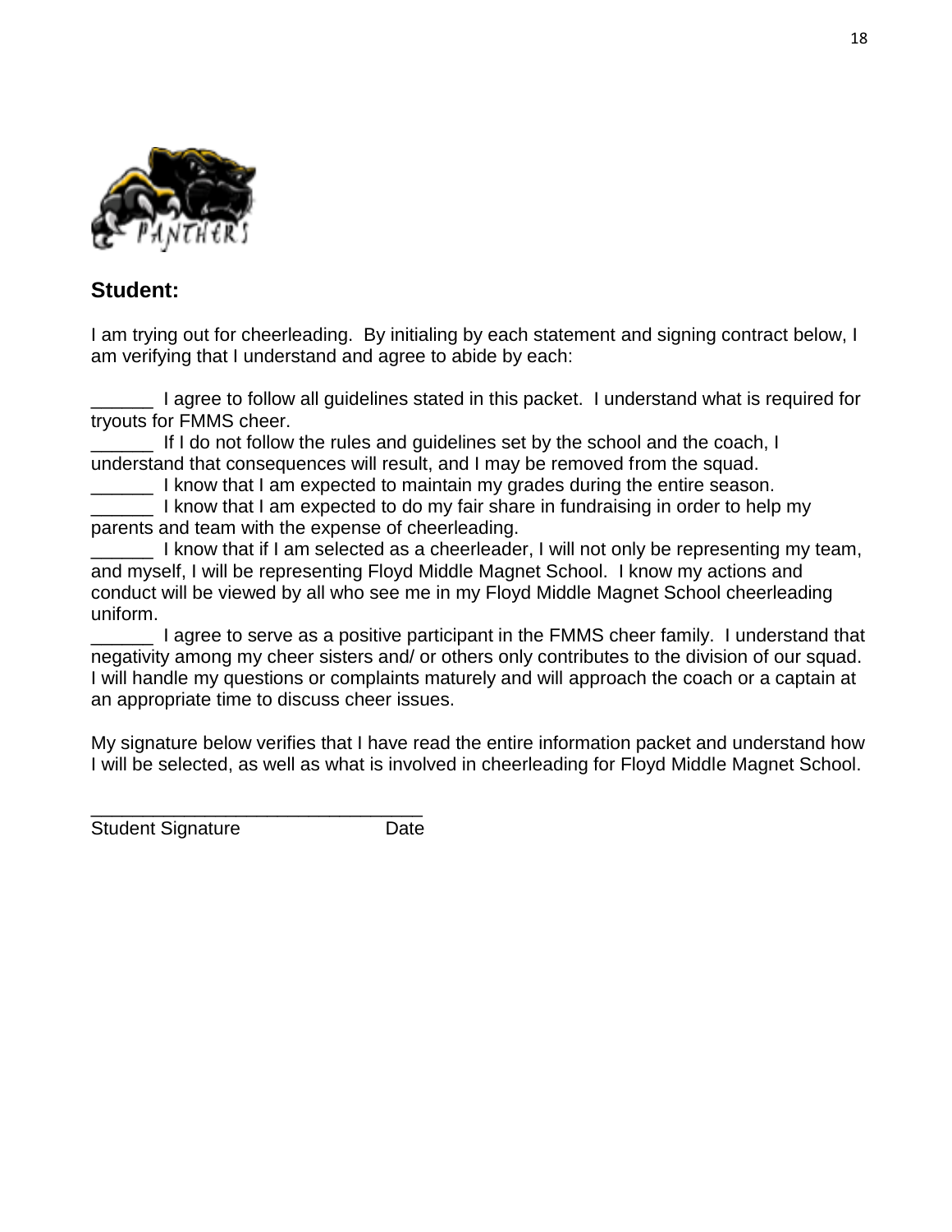## Student:

I am trying out for cheerleading. By initialing by each statement and signing contract below, I am verifying that I understand and agree to abide by each:

______ I agree to follow all guidelines stated in this packet. I understand what is required for tryouts for FMMS cheer.

______ If I do not follow the rules and guidelines set by the school and the coach, I understand that consequences will result, and I may be removed from the squad.

______ I know that I am expected to maintain my grades during the entire season.

______ I know that I am expected to do my fair share in fundraising in order to help my parents and team with the expense of cheerleading.

______ I know that if I am selected as a cheerleader, I will not only be representing my team, and myself, I will be representing Floyd Middle Magnet School. I know my actions and conduct will be viewed by all who see me in my Floyd Middle Magnet School cheerleading uniform.

______ I agree to serve as a positive participant in the FMMS cheer family. I understand that negativity among my cheer sisters and/ or others only contributes to the division of our squad. I will handle my questions or complaints maturely and will approach the coach or a captain at an appropriate time to discuss cheer issues.

My signature below verifies that I have read the entire information packet and understand how I will be selected, as well as what is involved in cheerleading for Floyd Middle Magnet School.

________________________________

Student Signature Date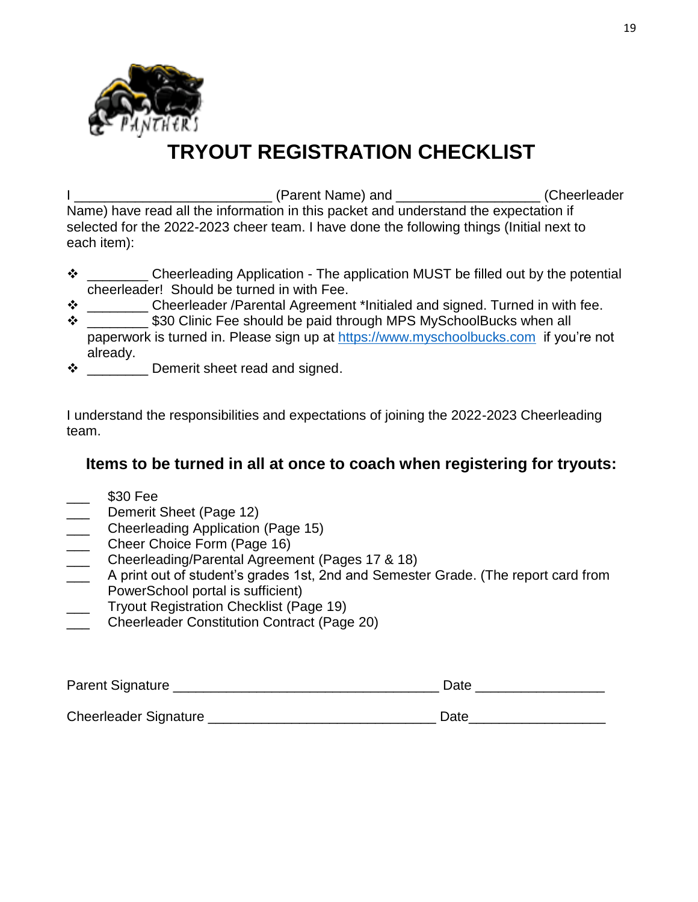# TRYOUT REGISTRATION CHECKLIST

I _________________________ (Parent Name) and __________________ (Cheerleader Name) have read all the information in this packet and understand the expectation if selected for the 2022-2023 cheer team. I have done the following things (Initial next to each item):

- ________ Cheerleading Application - The application MUST be filled out by the potential cheerleader! Should be turned in with Fee.
- ________ Cheerleader /Parental Agreement *Initialed and signed. Turned in with fee.
- ________ $30 Clinic Fee should be paid through MPS MySchoolBucks when all paperwork is turned in. Please sign up at [https://www.myschoolbucks.com](https://www.myschoolbucks.com) if you're not already.
- ________ Demerit sheet read and signed.

I understand the responsibilities and expectations of joining the 2022-2023 Cheerleading team.

### Items to be turned in all at once to coach when registering for tryouts:

___ $30 Fee
___ Demerit Sheet (Page 12)
___ Cheerleading Application (Page 15)
___ Cheer Choice Form (Page 16)
___ Cheerleading/Parental Agreement (Pages 17 & 18)
___ A print out of student's grades 1st, 2nd and Semester Grade. (The report card from PowerSchool portal is sufficient)
___ Tryout Registration Checklist (Page 19)
___ Cheerleader Constitution Contract (Page 20)

Parent Signature __________________________________ Date ________________

Cheerleader Signature _____________________________ Date_________________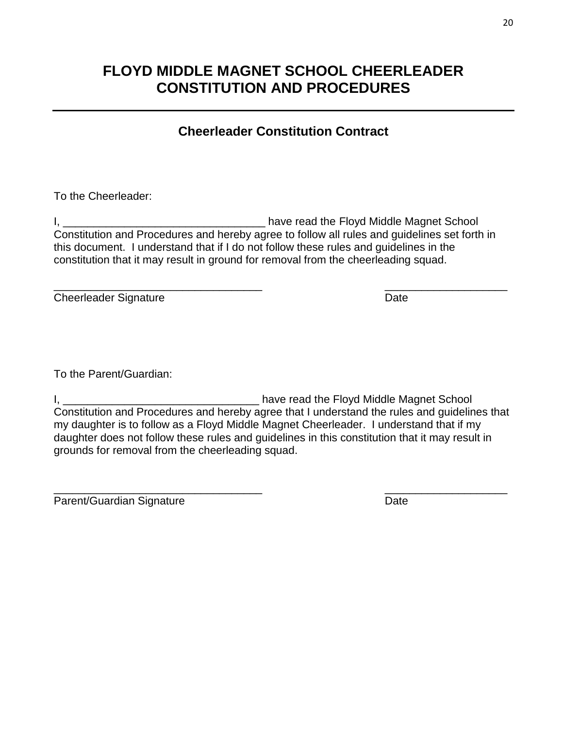# FLOYD MIDDLE MAGNET SCHOOL CHEERLEADER CONSTITUTION AND PROCEDURES

---

## Cheerleader Constitution Contract

To the Cheerleader:

I, __________________________________ have read the Floyd Middle Magnet School Constitution and Procedures and hereby agree to follow all rules and guidelines set forth in this document. I understand that if I do not follow these rules and guidelines in the constitution that it may result in ground for removal from the cheerleading squad.

___________________________________ ____________________

Cheerleader Signature Date

To the Parent/Guardian:

I, _________________________________ have read the Floyd Middle Magnet School Constitution and Procedures and hereby agree that I understand the rules and guidelines that my daughter is to follow as a Floyd Middle Magnet Cheerleader. I understand that if my daughter does not follow these rules and guidelines in this constitution that it may result in grounds for removal from the cheerleading squad.

___________________________________ ____________________

Parent/Guardian Signature Date